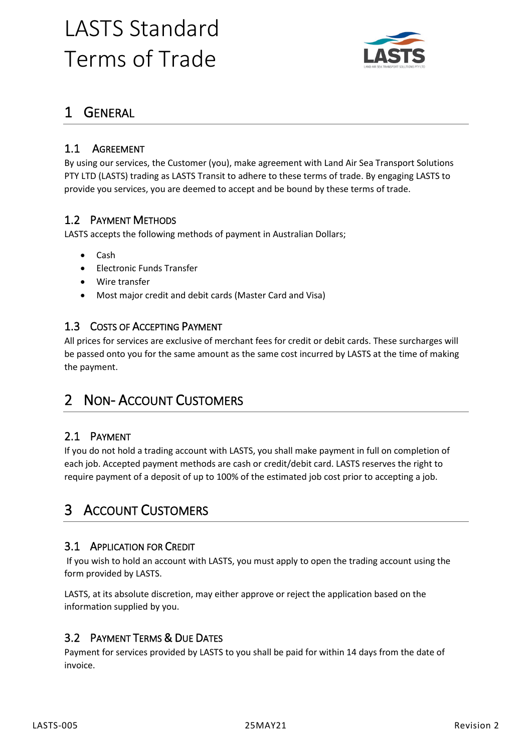# LASTS Standard Terms of Trade

## 1 GENERAL

### 1.1 AGREEMENT

By using our services, the Customer (you), make agreement with Land Air Sea Transport Solutions PTY LTD (LASTS) trading as LASTS Transit to adhere to these terms of trade. By engaging LASTS to provide you services, you are deemed to accept and be bound by these terms of trade.

### 1.2 PAYMENT METHODS

LASTS accepts the following methods of payment in Australian Dollars;

- Cash
- Electronic Funds Transfer
- Wire transfer
- Most major credit and debit cards (Master Card and Visa)

### 1.3 COSTS OF ACCEPTING PAYMENT

All prices for services are exclusive of merchant fees for credit or debit cards. These surcharges will be passed onto you for the same amount as the same cost incurred by LASTS at the time of making the payment.

## 2 NON- ACCOUNT CUSTOMERS

### 2.1 PAYMENT

If you do not hold a trading account with LASTS, you shall make payment in full on completion of each job. Accepted payment methods are cash or credit/debit card. LASTS reserves the right to require payment of a deposit of up to 100% of the estimated job cost prior to accepting a job.

## 3 ACCOUNT CUSTOMERS

### 3.1 APPLICATION FOR CREDIT

If you wish to hold an account with LASTS, you must apply to open the trading account using the form provided by LASTS.

LASTS, at its absolute discretion, may either approve or reject the application based on the information supplied by you.

### 3.2 PAYMENT TERMS & DUE DATES

Payment for services provided by LASTS to you shall be paid for within 14 days from the date of invoice.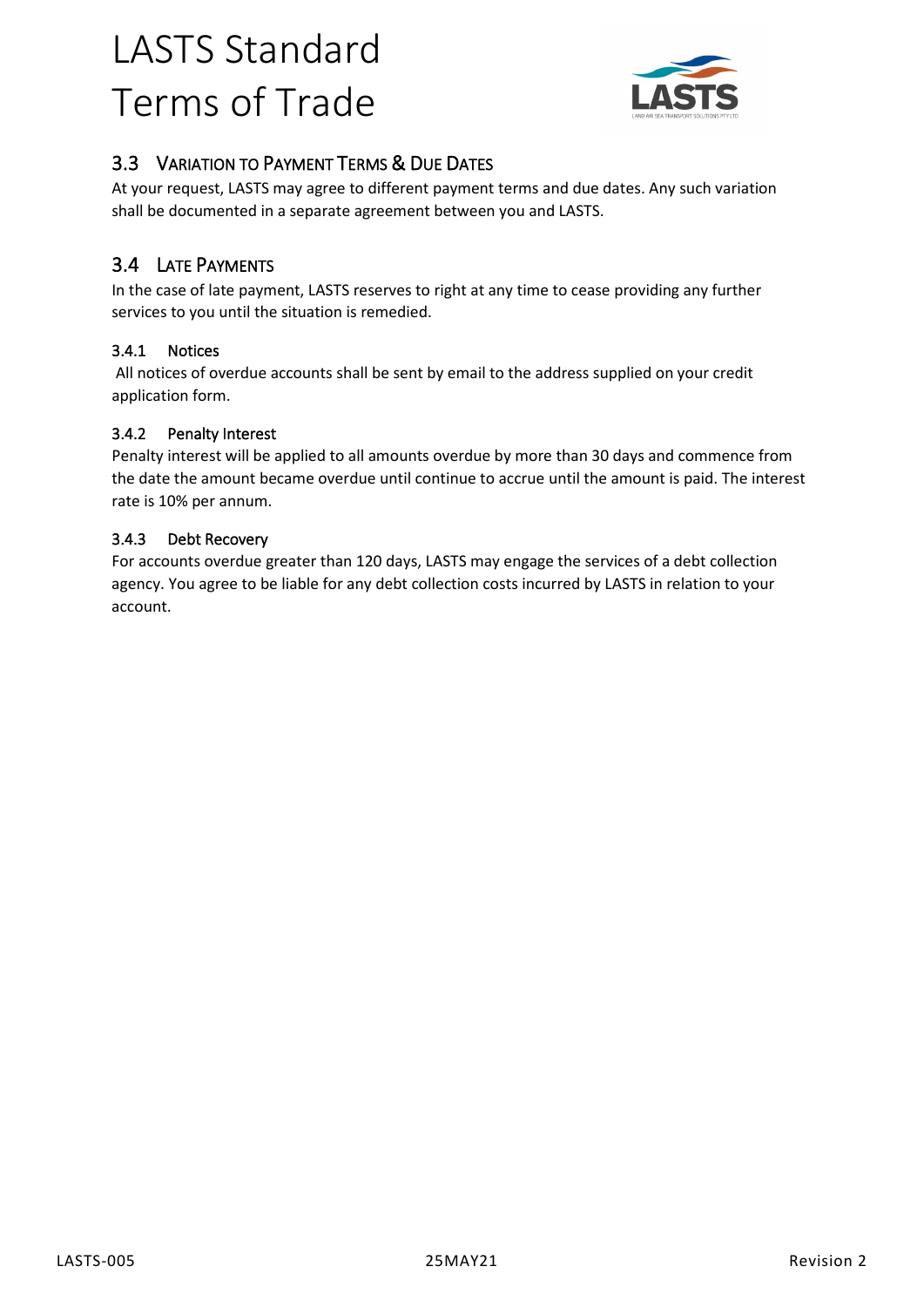# LASTS Standard Terms of Trade

## 3.3 Variation to Payment Terms & Due Dates

At your request, LASTS may agree to different payment terms and due dates. Any such variation shall be documented in a separate agreement between you and LASTS.

## 3.4 Late Payments

In the case of late payment, LASTS reserves to right at any time to cease providing any further services to you until the situation is remedied.

### 3.4.1 Notices

All notices of overdue accounts shall be sent by email to the address supplied on your credit application form.

### 3.4.2 Penalty Interest

Penalty interest will be applied to all amounts overdue by more than 30 days and commence from the date the amount became overdue until continue to accrue until the amount is paid. The interest rate is 10% per annum.

### 3.4.3 Debt Recovery

For accounts overdue greater than 120 days, LASTS may engage the services of a debt collection agency. You agree to be liable for any debt collection costs incurred by LASTS in relation to your account.